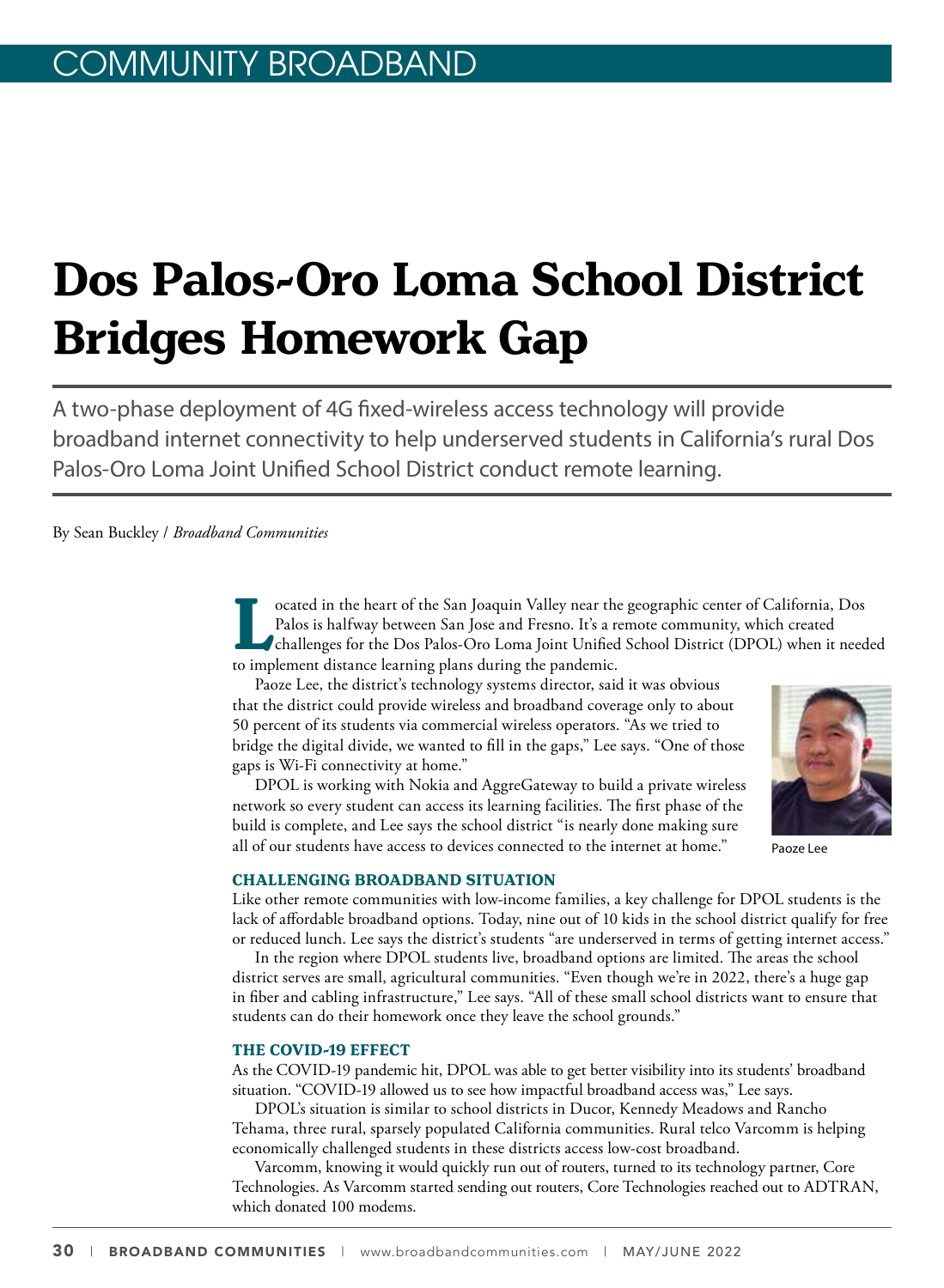COMMUNITY BROADBAND

# Dos Palos-Oro Loma School District Bridges Homework Gap

A two-phase deployment of 4G fixed-wireless access technology will provide broadband internet connectivity to help underserved students in California's rural Dos Palos-Oro Loma Joint Unified School District conduct remote learning.

By Sean Buckley / *Broadband Communities*

Located in the heart of the San Joaquin Valley near the geographic center of California, Dos Palos is halfway between San Jose and Fresno. It's a remote community, which created challenges for the Dos Palos-Oro Loma Joint Unified School District (DPOL) when it needed to implement distance learning plans during the pandemic.

Paoze Lee, the district's technology systems director, said it was obvious that the district could provide wireless and broadband coverage only to about 50 percent of its students via commercial wireless operators. "As we tried to bridge the digital divide, we wanted to fill in the gaps," Lee says. "One of those gaps is Wi-Fi connectivity at home."

Paoze Lee

DPOL is working with Nokia and AggreGateway to build a private wireless network so every student can access its learning facilities. The first phase of the build is complete, and Lee says the school district "is nearly done making sure all of our students have access to devices connected to the internet at home."

### CHALLENGING BROADBAND SITUATION

Like other remote communities with low-income families, a key challenge for DPOL students is the lack of affordable broadband options. Today, nine out of 10 kids in the school district qualify for free or reduced lunch. Lee says the district's students "are underserved in terms of getting internet access."

In the region where DPOL students live, broadband options are limited. The areas the school district serves are small, agricultural communities. "Even though we're in 2022, there's a huge gap in fiber and cabling infrastructure," Lee says. "All of these small school districts want to ensure that students can do their homework once they leave the school grounds."

### THE COVID-19 EFFECT

As the COVID-19 pandemic hit, DPOL was able to get better visibility into its students' broadband situation. "COVID-19 allowed us to see how impactful broadband access was," Lee says.

DPOL's situation is similar to school districts in Ducor, Kennedy Meadows and Rancho Tehama, three rural, sparsely populated California communities. Rural telco Varcomm is helping economically challenged students in these districts access low-cost broadband.

Varcomm, knowing it would quickly run out of routers, turned to its technology partner, Core Technologies. As Varcomm started sending out routers, Core Technologies reached out to ADTRAN, which donated 100 modems.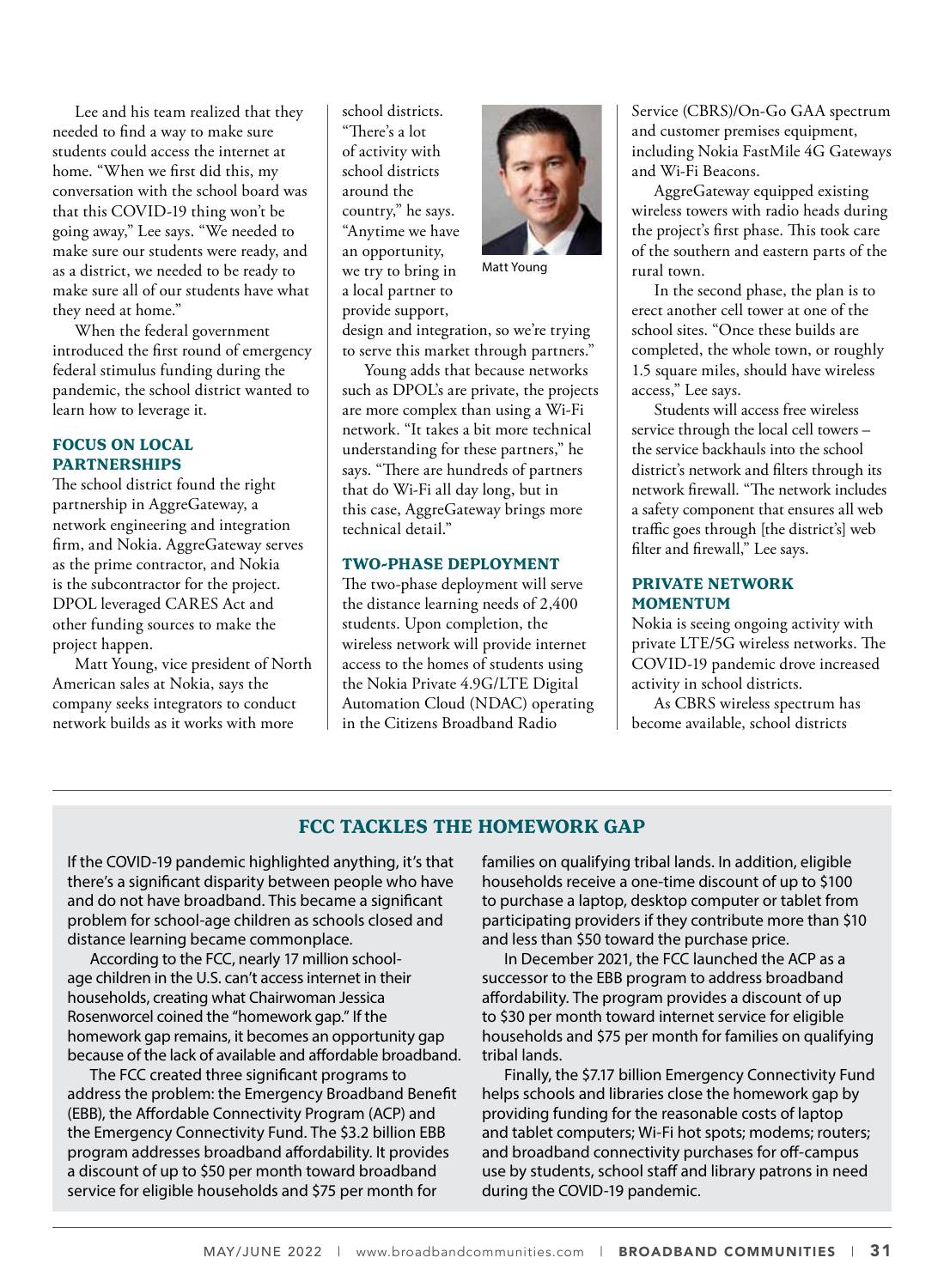Lee and his team realized that they needed to find a way to make sure students could access the internet at home. "When we first did this, my conversation with the school board was that this COVID-19 thing won't be going away," Lee says. "We needed to make sure our students were ready, and as a district, we needed to be ready to make sure all of our students have what they need at home."

When the federal government introduced the first round of emergency federal stimulus funding during the pandemic, the school district wanted to learn how to leverage it.

### FOCUS ON LOCAL PARTNERSHIPS

The school district found the right partnership in AggreGateway, a network engineering and integration firm, and Nokia. AggreGateway serves as the prime contractor, and Nokia is the subcontractor for the project. DPOL leveraged CARES Act and other funding sources to make the project happen.

Matt Young, vice president of North American sales at Nokia, says the company seeks integrators to conduct network builds as it works with more school districts. "There's a lot of activity with school districts around the country," he says. "Anytime we have an opportunity, we try to bring in a local partner to provide support, design and integration, so we're trying to serve this market through partners."

Matt Young

Young adds that because networks such as DPOL's are private, the projects are more complex than using a Wi-Fi network. "It takes a bit more technical understanding for these partners," he says. "There are hundreds of partners that do Wi-Fi all day long, but in this case, AggreGateway brings more technical detail."

### TWO-PHASE DEPLOYMENT

The two-phase deployment will serve the distance learning needs of 2,400 students. Upon completion, the wireless network will provide internet access to the homes of students using the Nokia Private 4.9G/LTE Digital Automation Cloud (NDAC) operating in the Citizens Broadband Radio Service (CBRS)/On-Go GAA spectrum and customer premises equipment, including Nokia FastMile 4G Gateways and Wi-Fi Beacons.

AggreGateway equipped existing wireless towers with radio heads during the project's first phase. This took care of the southern and eastern parts of the rural town.

In the second phase, the plan is to erect another cell tower at one of the school sites. "Once these builds are completed, the whole town, or roughly 1.5 square miles, should have wireless access," Lee says.

Students will access free wireless service through the local cell towers – the service backhauls into the school district's network and filters through its network firewall. "The network includes a safety component that ensures all web traffic goes through [the district's] web filter and firewall," Lee says.

### PRIVATE NETWORK MOMENTUM

Nokia is seeing ongoing activity with private LTE/5G wireless networks. The COVID-19 pandemic drove increased activity in school districts.

As CBRS wireless spectrum has become available, school districts

---

### FCC TACKLES THE HOMEWORK GAP

If the COVID-19 pandemic highlighted anything, it's that there's a significant disparity between people who have and do not have broadband. This became a significant problem for school-age children as schools closed and distance learning became commonplace.

According to the FCC, nearly 17 million school-age children in the U.S. can't access internet in their households, creating what Chairwoman Jessica Rosenworcel coined the "homework gap." If the homework gap remains, it becomes an opportunity gap because of the lack of available and affordable broadband.

The FCC created three significant programs to address the problem: the Emergency Broadband Benefit (EBB), the Affordable Connectivity Program (ACP) and the Emergency Connectivity Fund. The $3.2 billion EBB program addresses broadband affordability. It provides a discount of up to $50 per month toward broadband service for eligible households and $75 per month for families on qualifying tribal lands. In addition, eligible households receive a one-time discount of up to $100 to purchase a laptop, desktop computer or tablet from participating providers if they contribute more than $10 and less than $50 toward the purchase price.

In December 2021, the FCC launched the ACP as a successor to the EBB program to address broadband affordability. The program provides a discount of up to $30 per month toward internet service for eligible households and $75 per month for families on qualifying tribal lands.

Finally, the $7.17 billion Emergency Connectivity Fund helps schools and libraries close the homework gap by providing funding for the reasonable costs of laptop and tablet computers; Wi-Fi hot spots; modems; routers; and broadband connectivity purchases for off-campus use by students, school staff and library patrons in need during the COVID-19 pandemic.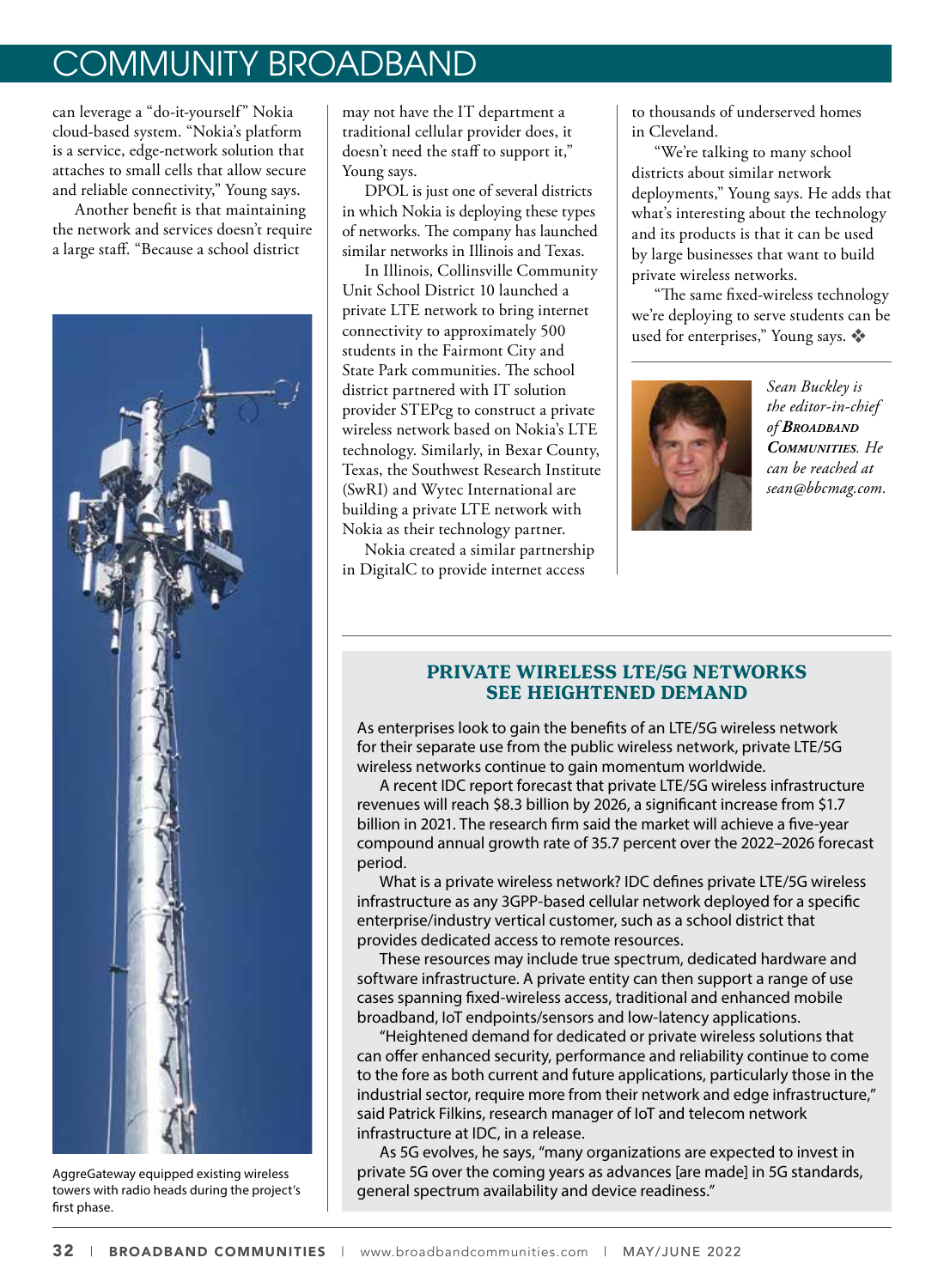can leverage a "do-it-yourself" Nokia cloud-based system. "Nokia's platform is a service, edge-network solution that attaches to small cells that allow secure and reliable connectivity," Young says.

Another benefit is that maintaining the network and services doesn't require a large staff. "Because a school district may not have the IT department a traditional cellular provider does, it doesn't need the staff to support it," Young says.

AggreGateway equipped existing wireless towers with radio heads during the project's first phase.

DPOL is just one of several districts in which Nokia is deploying these types of networks. The company has launched similar networks in Illinois and Texas.

In Illinois, Collinsville Community Unit School District 10 launched a private LTE network to bring internet connectivity to approximately 500 students in the Fairmont City and State Park communities. The school district partnered with IT solution provider STEPcg to construct a private wireless network based on Nokia's LTE technology. Similarly, in Bexar County, Texas, the Southwest Research Institute (SwRI) and Wytec International are building a private LTE network with Nokia as their technology partner.

Nokia created a similar partnership in DigitalC to provide internet access to thousands of underserved homes in Cleveland.

"We're talking to many school districts about similar network deployments," Young says. He adds that what's interesting about the technology and its products is that it can be used by large businesses that want to build private wireless networks.

"The same fixed-wireless technology we're deploying to serve students can be used for enterprises," Young says. ❖

*Sean Buckley is the editor-in-chief of **Broadband Communities**. He can be reached at sean@bbcmag.com.*

## PRIVATE WIRELESS LTE/5G NETWORKS SEE HEIGHTENED DEMAND

As enterprises look to gain the benefits of an LTE/5G wireless network for their separate use from the public wireless network, private LTE/5G wireless networks continue to gain momentum worldwide.

A recent IDC report forecast that private LTE/5G wireless infrastructure revenues will reach $8.3 billion by 2026, a significant increase from $1.7 billion in 2021. The research firm said the market will achieve a five-year compound annual growth rate of 35.7 percent over the 2022–2026 forecast period.

What is a private wireless network? IDC defines private LTE/5G wireless infrastructure as any 3GPP-based cellular network deployed for a specific enterprise/industry vertical customer, such as a school district that provides dedicated access to remote resources.

These resources may include true spectrum, dedicated hardware and software infrastructure. A private entity can then support a range of use cases spanning fixed-wireless access, traditional and enhanced mobile broadband, IoT endpoints/sensors and low-latency applications.

"Heightened demand for dedicated or private wireless solutions that can offer enhanced security, performance and reliability continue to come to the fore as both current and future applications, particularly those in the industrial sector, require more from their network and edge infrastructure," said Patrick Filkins, research manager of IoT and telecom network infrastructure at IDC, in a release.

As 5G evolves, he says, "many organizations are expected to invest in private 5G over the coming years as advances [are made] in 5G standards, general spectrum availability and device readiness."